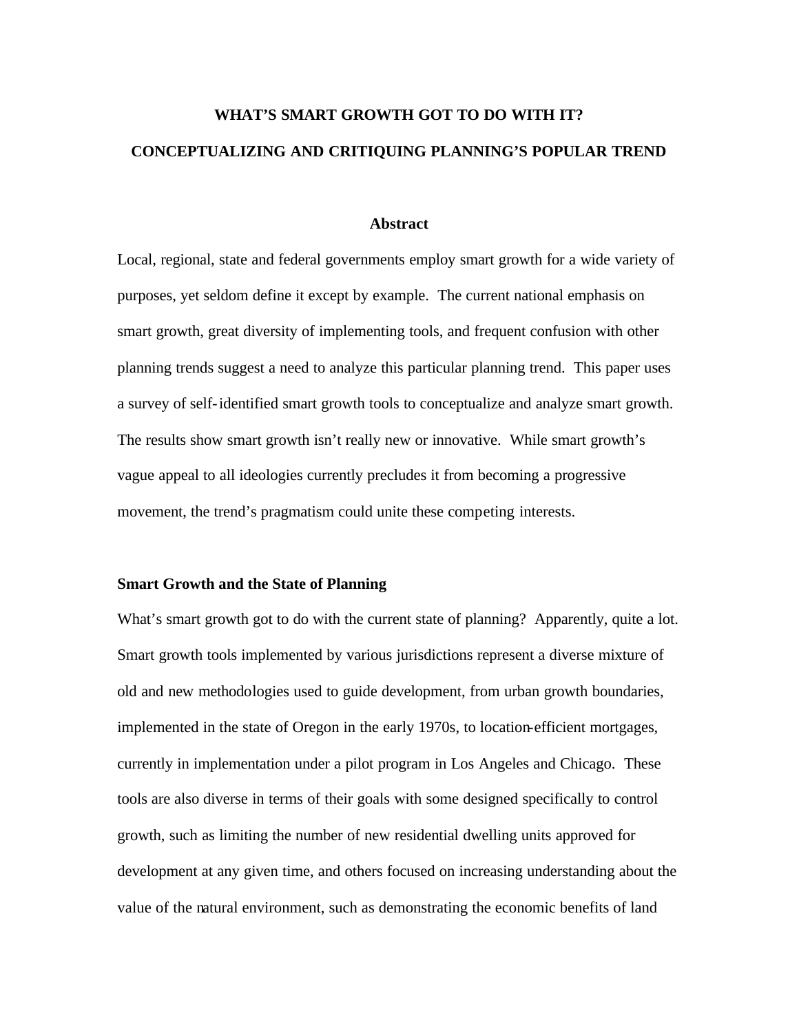# WHAT'S SMART GROWTH GOT TO DO WITH IT?

# CONCEPTUALIZING AND CRITIQUING PLANNING'S POPULAR TREND

### Abstract

Local, regional, state and federal governments employ smart growth for a wide variety of purposes, yet seldom define it except by example. The current national emphasis on smart growth, great diversity of implementing tools, and frequent confusion with other planning trends suggest a need to analyze this particular planning trend. This paper uses a survey of self-identified smart growth tools to conceptualize and analyze smart growth. The results show smart growth isn't really new or innovative. While smart growth's vague appeal to all ideologies currently precludes it from becoming a progressive movement, the trend's pragmatism could unite these competing interests.

## Smart Growth and the State of Planning

What's smart growth got to do with the current state of planning? Apparently, quite a lot. Smart growth tools implemented by various jurisdictions represent a diverse mixture of old and new methodologies used to guide development, from urban growth boundaries, implemented in the state of Oregon in the early 1970s, to location-efficient mortgages, currently in implementation under a pilot program in Los Angeles and Chicago. These tools are also diverse in terms of their goals with some designed specifically to control growth, such as limiting the number of new residential dwelling units approved for development at any given time, and others focused on increasing understanding about the value of the natural environment, such as demonstrating the economic benefits of land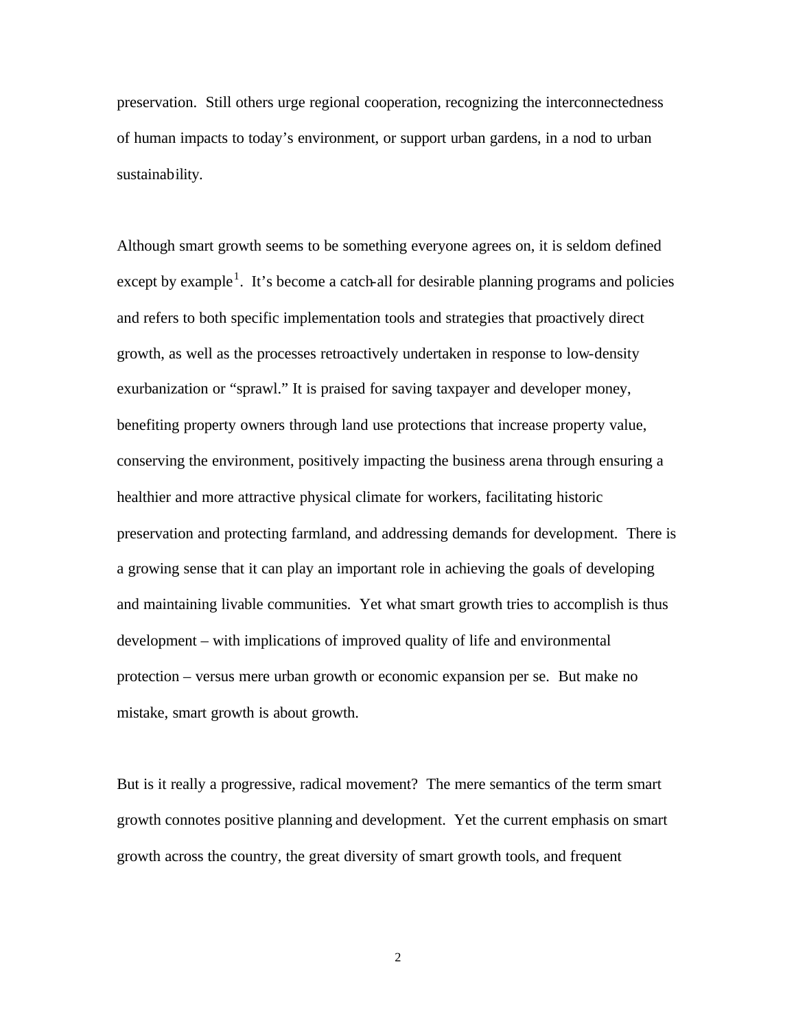preservation. Still others urge regional cooperation, recognizing the interconnectedness of human impacts to today's environment, or support urban gardens, in a nod to urban sustainability.

Although smart growth seems to be something everyone agrees on, it is seldom defined except by example[1]. It's become a catch-all for desirable planning programs and policies and refers to both specific implementation tools and strategies that proactively direct growth, as well as the processes retroactively undertaken in response to low-density exurbanization or "sprawl." It is praised for saving taxpayer and developer money, benefiting property owners through land use protections that increase property value, conserving the environment, positively impacting the business arena through ensuring a healthier and more attractive physical climate for workers, facilitating historic preservation and protecting farmland, and addressing demands for development. There is a growing sense that it can play an important role in achieving the goals of developing and maintaining livable communities. Yet what smart growth tries to accomplish is thus development – with implications of improved quality of life and environmental protection – versus mere urban growth or economic expansion per se. But make no mistake, smart growth is about growth.

But is it really a progressive, radical movement? The mere semantics of the term smart growth connotes positive planning and development. Yet the current emphasis on smart growth across the country, the great diversity of smart growth tools, and frequent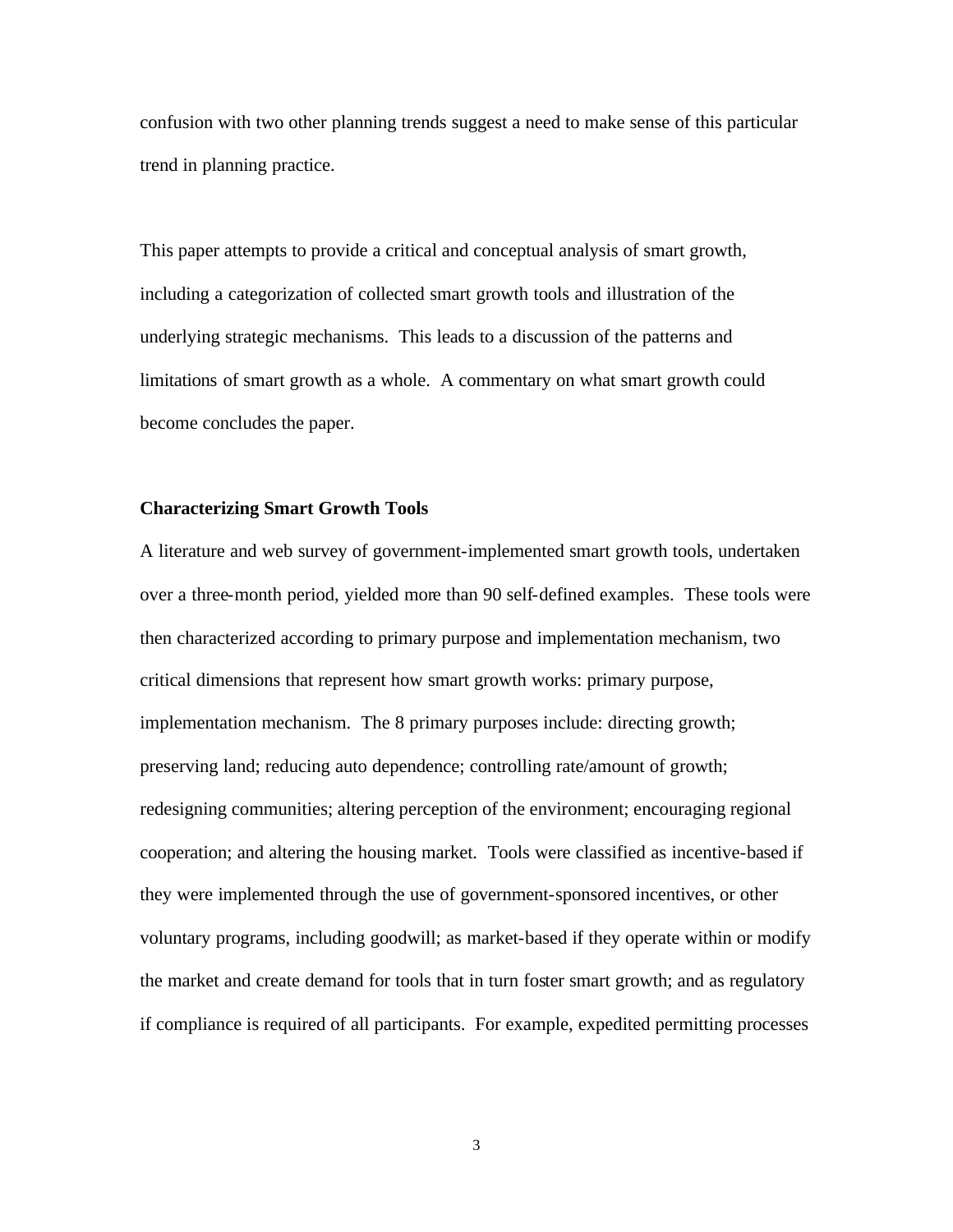confusion with two other planning trends suggest a need to make sense of this particular trend in planning practice.

This paper attempts to provide a critical and conceptual analysis of smart growth, including a categorization of collected smart growth tools and illustration of the underlying strategic mechanisms. This leads to a discussion of the patterns and limitations of smart growth as a whole. A commentary on what smart growth could become concludes the paper.

**Characterizing Smart Growth Tools**

A literature and web survey of government-implemented smart growth tools, undertaken over a three-month period, yielded more than 90 self-defined examples. These tools were then characterized according to primary purpose and implementation mechanism, two critical dimensions that represent how smart growth works: primary purpose, implementation mechanism. The 8 primary purposes include: directing growth; preserving land; reducing auto dependence; controlling rate/amount of growth; redesigning communities; altering perception of the environment; encouraging regional cooperation; and altering the housing market. Tools were classified as incentive-based if they were implemented through the use of government-sponsored incentives, or other voluntary programs, including goodwill; as market-based if they operate within or modify the market and create demand for tools that in turn foster smart growth; and as regulatory if compliance is required of all participants. For example, expedited permitting processes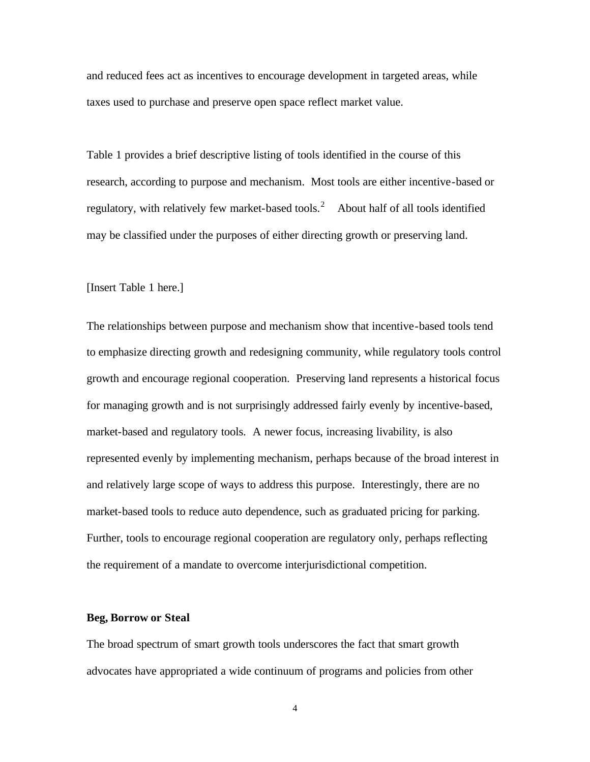and reduced fees act as incentives to encourage development in targeted areas, while taxes used to purchase and preserve open space reflect market value.

Table 1 provides a brief descriptive listing of tools identified in the course of this research, according to purpose and mechanism. Most tools are either incentive-based or regulatory, with relatively few market-based tools.[2] About half of all tools identified may be classified under the purposes of either directing growth or preserving land.

[Insert Table 1 here.]

The relationships between purpose and mechanism show that incentive-based tools tend to emphasize directing growth and redesigning community, while regulatory tools control growth and encourage regional cooperation. Preserving land represents a historical focus for managing growth and is not surprisingly addressed fairly evenly by incentive-based, market-based and regulatory tools. A newer focus, increasing livability, is also represented evenly by implementing mechanism, perhaps because of the broad interest in and relatively large scope of ways to address this purpose. Interestingly, there are no market-based tools to reduce auto dependence, such as graduated pricing for parking. Further, tools to encourage regional cooperation are regulatory only, perhaps reflecting the requirement of a mandate to overcome interjurisdictional competition.

**Beg, Borrow or Steal**

The broad spectrum of smart growth tools underscores the fact that smart growth advocates have appropriated a wide continuum of programs and policies from other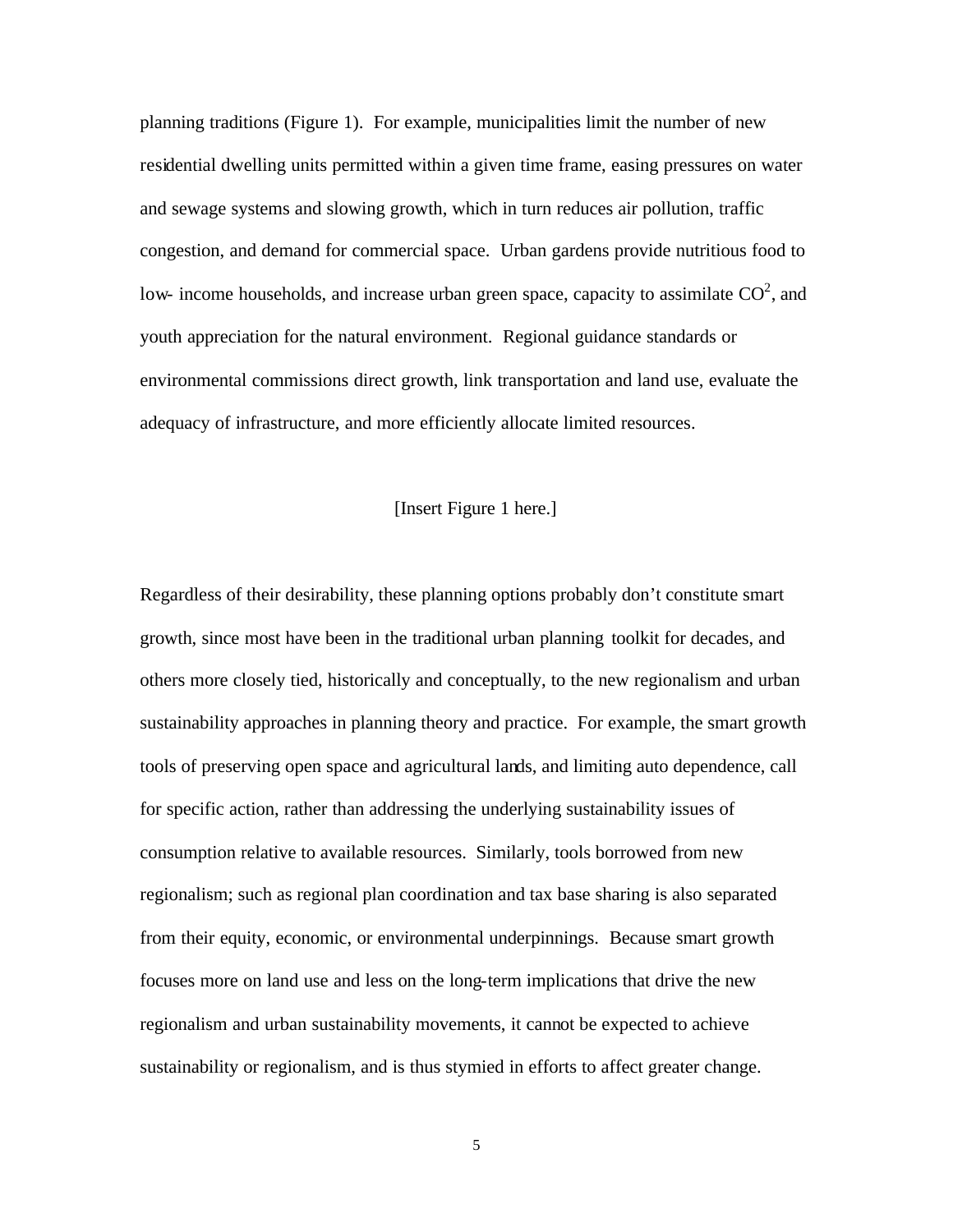planning traditions (Figure 1). For example, municipalities limit the number of new residential dwelling units permitted within a given time frame, easing pressures on water and sewage systems and slowing growth, which in turn reduces air pollution, traffic congestion, and demand for commercial space. Urban gardens provide nutritious food to low- income households, and increase urban green space, capacity to assimilate $CO^2$, and youth appreciation for the natural environment. Regional guidance standards or environmental commissions direct growth, link transportation and land use, evaluate the adequacy of infrastructure, and more efficiently allocate limited resources.

[Insert Figure 1 here.]

Regardless of their desirability, these planning options probably don't constitute smart growth, since most have been in the traditional urban planning toolkit for decades, and others more closely tied, historically and conceptually, to the new regionalism and urban sustainability approaches in planning theory and practice. For example, the smart growth tools of preserving open space and agricultural lands, and limiting auto dependence, call for specific action, rather than addressing the underlying sustainability issues of consumption relative to available resources. Similarly, tools borrowed from new regionalism; such as regional plan coordination and tax base sharing is also separated from their equity, economic, or environmental underpinnings. Because smart growth focuses more on land use and less on the long-term implications that drive the new regionalism and urban sustainability movements, it cannot be expected to achieve sustainability or regionalism, and is thus stymied in efforts to affect greater change.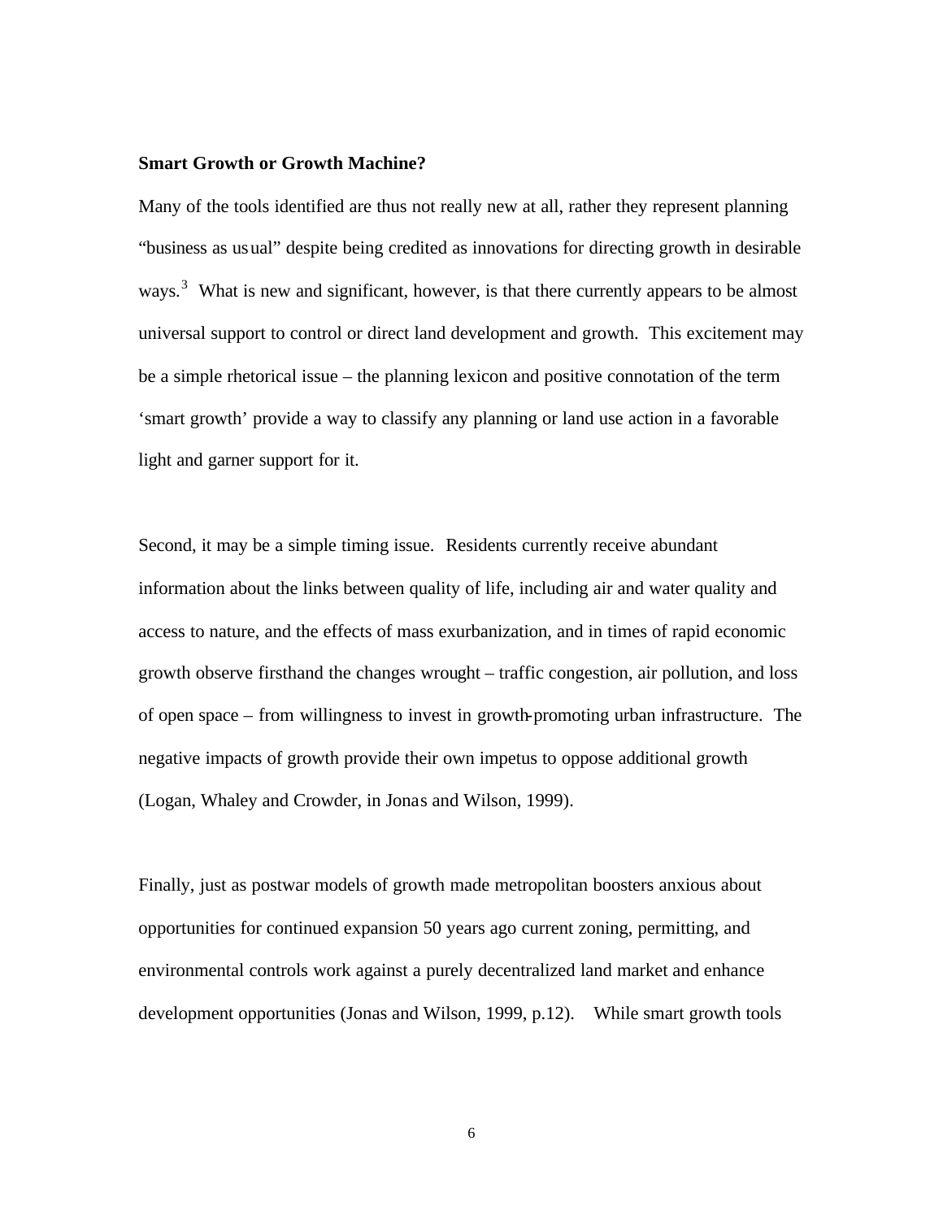**Smart Growth or Growth Machine?**

Many of the tools identified are thus not really new at all, rather they represent planning "business as usual" despite being credited as innovations for directing growth in desirable ways.[3] What is new and significant, however, is that there currently appears to be almost universal support to control or direct land development and growth. This excitement may be a simple rhetorical issue – the planning lexicon and positive connotation of the term 'smart growth' provide a way to classify any planning or land use action in a favorable light and garner support for it.

Second, it may be a simple timing issue. Residents currently receive abundant information about the links between quality of life, including air and water quality and access to nature, and the effects of mass exurbanization, and in times of rapid economic growth observe firsthand the changes wrought – traffic congestion, air pollution, and loss of open space – from willingness to invest in growth-promoting urban infrastructure. The negative impacts of growth provide their own impetus to oppose additional growth (Logan, Whaley and Crowder, in Jonas and Wilson, 1999).

Finally, just as postwar models of growth made metropolitan boosters anxious about opportunities for continued expansion 50 years ago current zoning, permitting, and environmental controls work against a purely decentralized land market and enhance development opportunities (Jonas and Wilson, 1999, p.12). While smart growth tools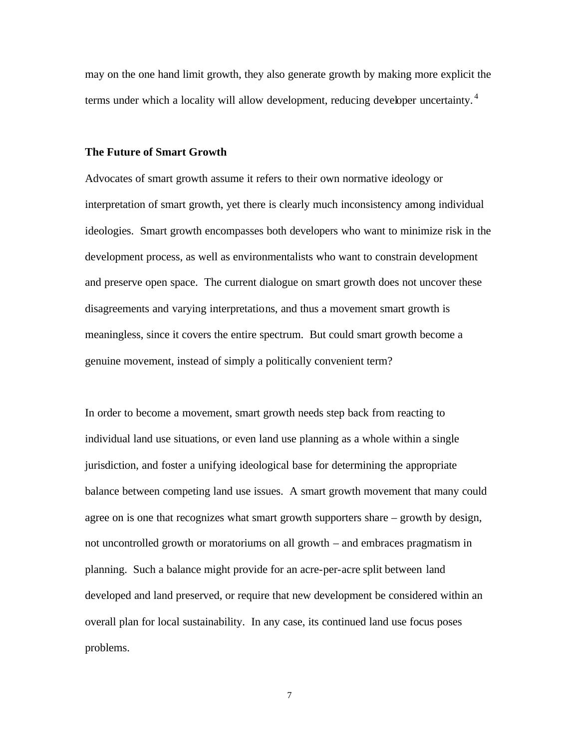may on the one hand limit growth, they also generate growth by making more explicit the terms under which a locality will allow development, reducing developer uncertainty.[4]

**The Future of Smart Growth**

Advocates of smart growth assume it refers to their own normative ideology or interpretation of smart growth, yet there is clearly much inconsistency among individual ideologies. Smart growth encompasses both developers who want to minimize risk in the development process, as well as environmentalists who want to constrain development and preserve open space. The current dialogue on smart growth does not uncover these disagreements and varying interpretations, and thus a movement smart growth is meaningless, since it covers the entire spectrum. But could smart growth become a genuine movement, instead of simply a politically convenient term?

In order to become a movement, smart growth needs step back from reacting to individual land use situations, or even land use planning as a whole within a single jurisdiction, and foster a unifying ideological base for determining the appropriate balance between competing land use issues. A smart growth movement that many could agree on is one that recognizes what smart growth supporters share – growth by design, not uncontrolled growth or moratoriums on all growth – and embraces pragmatism in planning. Such a balance might provide for an acre-per-acre split between land developed and land preserved, or require that new development be considered within an overall plan for local sustainability. In any case, its continued land use focus poses problems.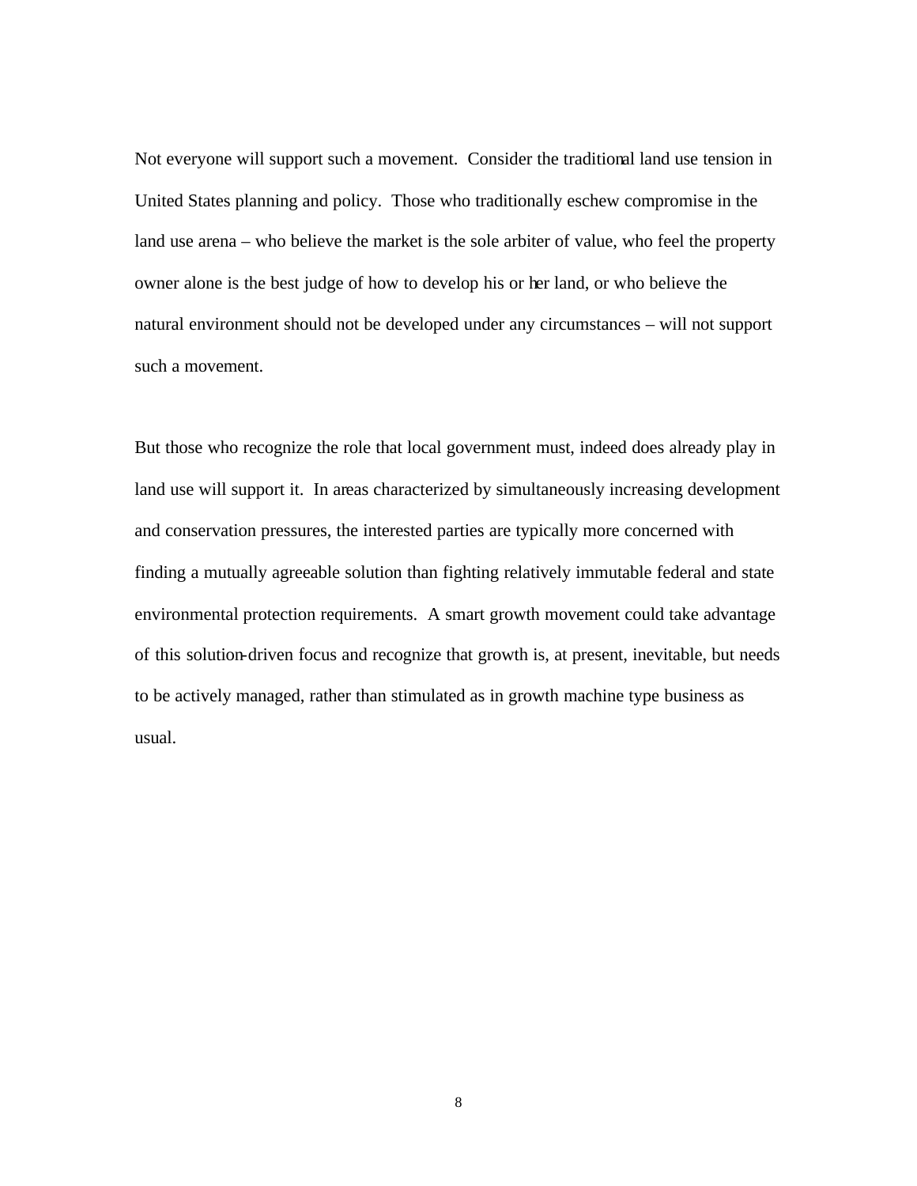Not everyone will support such a movement. Consider the traditional land use tension in United States planning and policy. Those who traditionally eschew compromise in the land use arena – who believe the market is the sole arbiter of value, who feel the property owner alone is the best judge of how to develop his or her land, or who believe the natural environment should not be developed under any circumstances – will not support such a movement.

But those who recognize the role that local government must, indeed does already play in land use will support it. In areas characterized by simultaneously increasing development and conservation pressures, the interested parties are typically more concerned with finding a mutually agreeable solution than fighting relatively immutable federal and state environmental protection requirements. A smart growth movement could take advantage of this solution-driven focus and recognize that growth is, at present, inevitable, but needs to be actively managed, rather than stimulated as in growth machine type business as usual.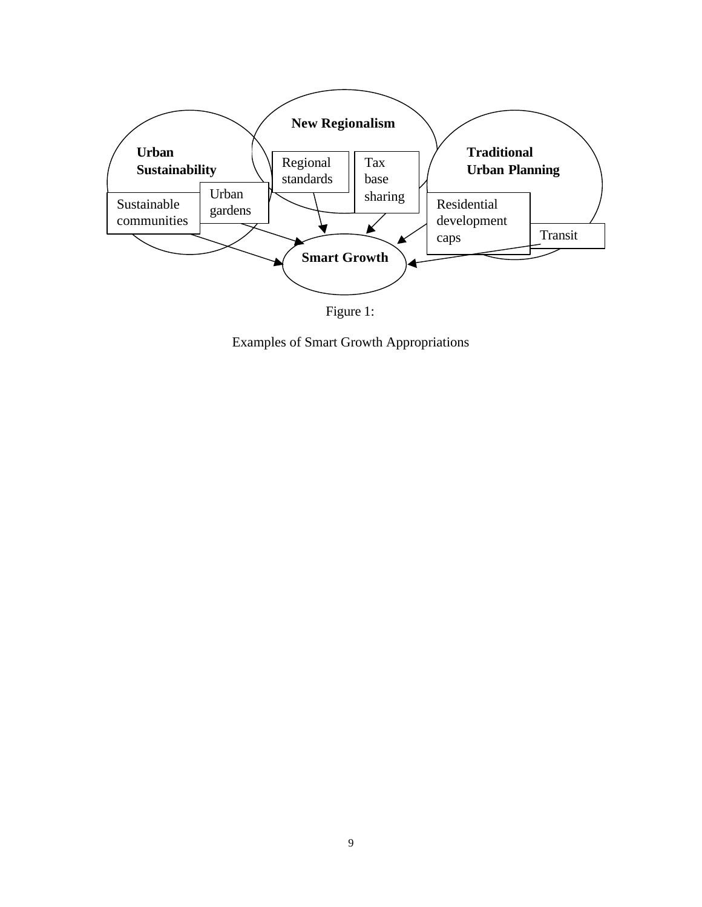New Regionalism

Urban Sustainability

Traditional Urban Planning

Regional standards

Tax base sharing

Urban gardens

Sustainable communities

Residential development caps

Transit

Smart Growth

Figure 1:

Examples of Smart Growth Appropriations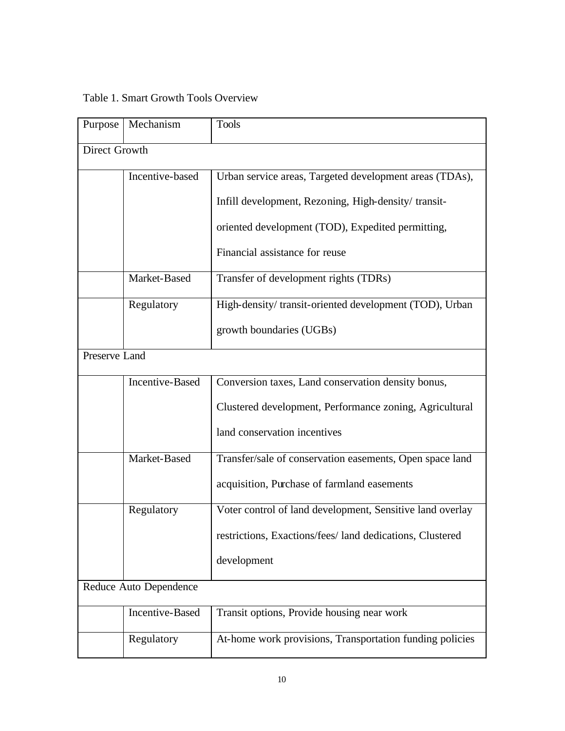Table 1. Smart Growth Tools Overview

| Purpose | Mechanism | Tools |
|---|---|---|
| Direct Growth | | |
| | Incentive-based | Urban service areas, Targeted development areas (TDAs), Infill development, Rezoning, High-density/ transit-oriented development (TOD), Expedited permitting, Financial assistance for reuse |
| | Market-Based | Transfer of development rights (TDRs) |
| | Regulatory | High-density/ transit-oriented development (TOD), Urban growth boundaries (UGBs) |
| Preserve Land | | |
| | Incentive-Based | Conversion taxes, Land conservation density bonus, Clustered development, Performance zoning, Agricultural land conservation incentives |
| | Market-Based | Transfer/sale of conservation easements, Open space land acquisition, Purchase of farmland easements |
| | Regulatory | Voter control of land development, Sensitive land overlay restrictions, Exactions/fees/ land dedications, Clustered development |
| Reduce Auto Dependence | | |
| | Incentive-Based | Transit options, Provide housing near work |
| | Regulatory | At-home work provisions, Transportation funding policies |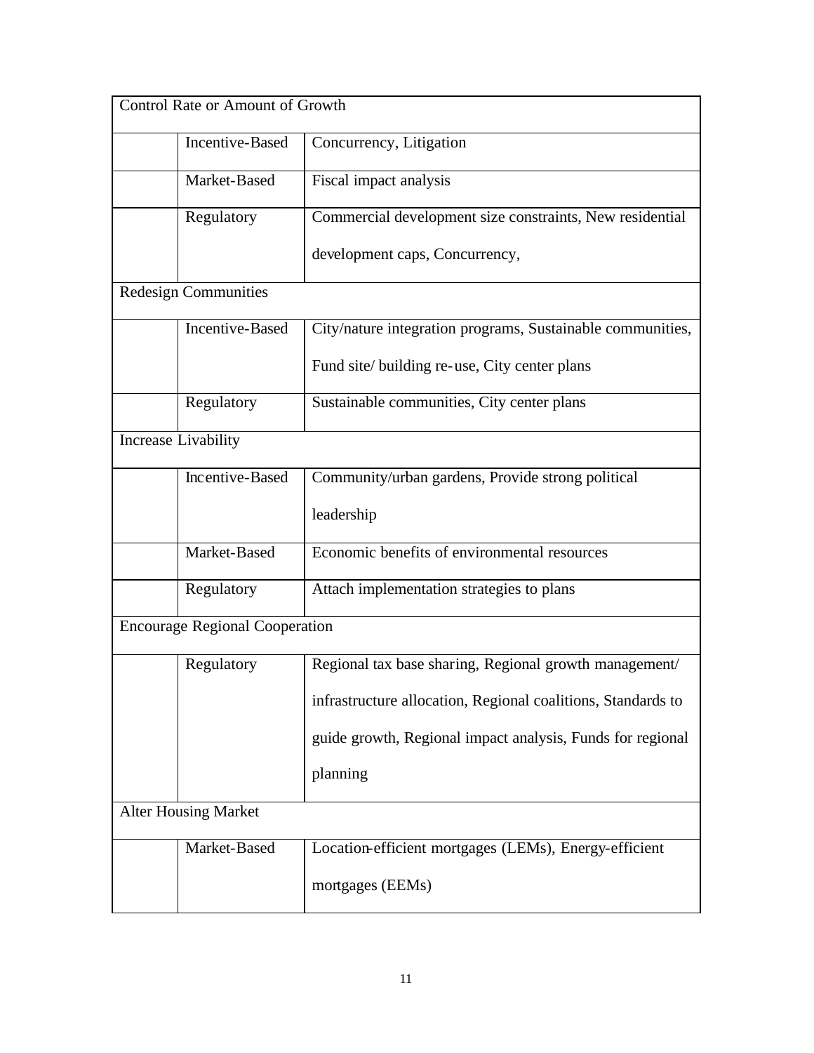| Control Rate or Amount of Growth | | |
|---|---|---|
| | Incentive-Based | Concurrency, Litigation |
| | Market-Based | Fiscal impact analysis |
| | Regulatory | Commercial development size constraints, New residential development caps, Concurrency, |
| Redesign Communities | | |
| | Incentive-Based | City/nature integration programs, Sustainable communities, Fund site/ building re-use, City center plans |
| | Regulatory | Sustainable communities, City center plans |
| Increase Livability | | |
| | Incentive-Based | Community/urban gardens, Provide strong political leadership |
| | Market-Based | Economic benefits of environmental resources |
| | Regulatory | Attach implementation strategies to plans |
| Encourage Regional Cooperation | | |
| | Regulatory | Regional tax base sharing, Regional growth management/ infrastructure allocation, Regional coalitions, Standards to guide growth, Regional impact analysis, Funds for regional planning |
| Alter Housing Market | | |
| | Market-Based | Location-efficient mortgages (LEMs), Energy-efficient mortgages (EEMs) |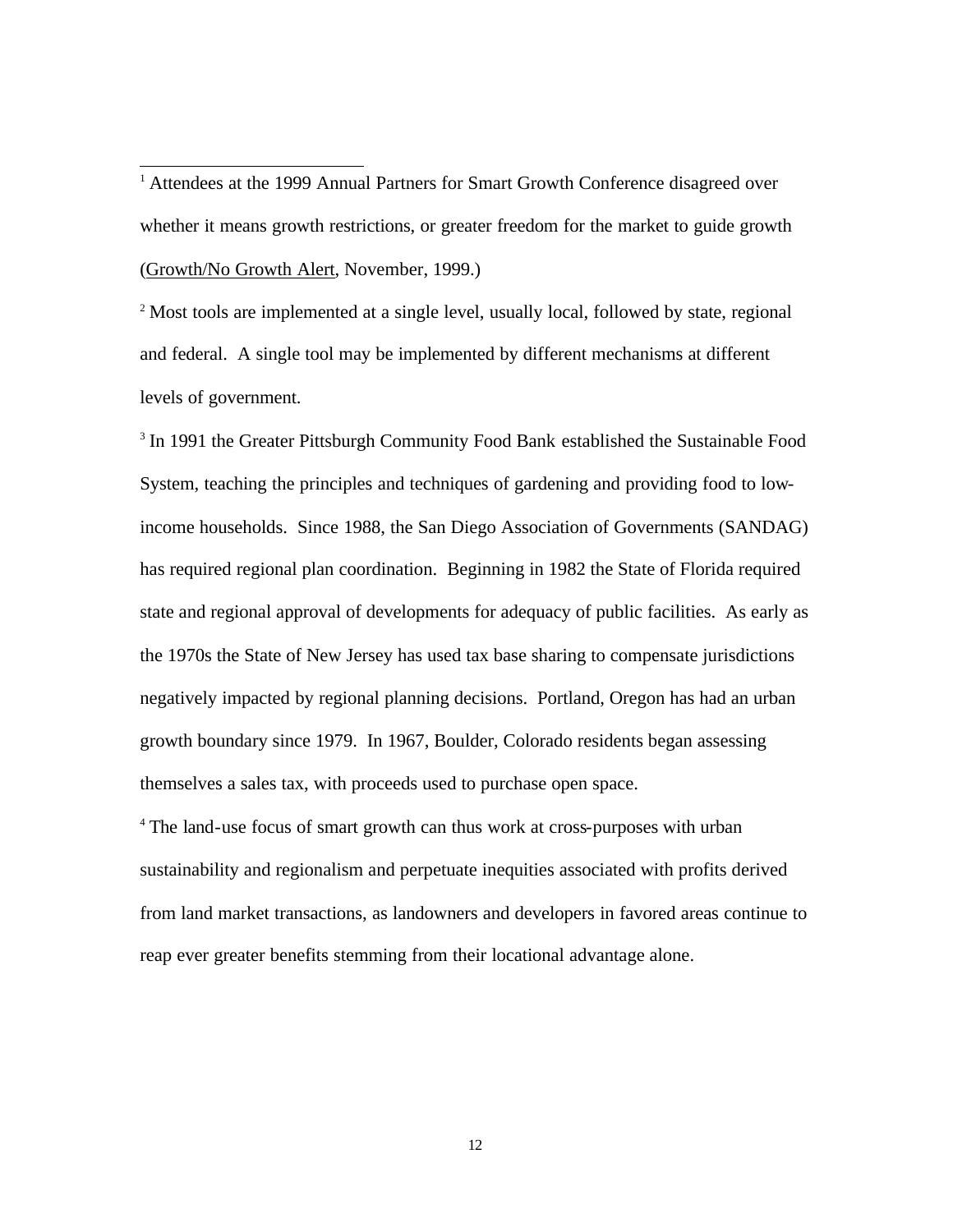[1] Attendees at the 1999 Annual Partners for Smart Growth Conference disagreed over whether it means growth restrictions, or greater freedom for the market to guide growth (Growth/No Growth Alert, November, 1999.)

[2] Most tools are implemented at a single level, usually local, followed by state, regional and federal. A single tool may be implemented by different mechanisms at different levels of government.

[3] In 1991 the Greater Pittsburgh Community Food Bank established the Sustainable Food System, teaching the principles and techniques of gardening and providing food to low-income households. Since 1988, the San Diego Association of Governments (SANDAG) has required regional plan coordination. Beginning in 1982 the State of Florida required state and regional approval of developments for adequacy of public facilities. As early as the 1970s the State of New Jersey has used tax base sharing to compensate jurisdictions negatively impacted by regional planning decisions. Portland, Oregon has had an urban growth boundary since 1979. In 1967, Boulder, Colorado residents began assessing themselves a sales tax, with proceeds used to purchase open space.

[4] The land-use focus of smart growth can thus work at cross-purposes with urban sustainability and regionalism and perpetuate inequities associated with profits derived from land market transactions, as landowners and developers in favored areas continue to reap ever greater benefits stemming from their locational advantage alone.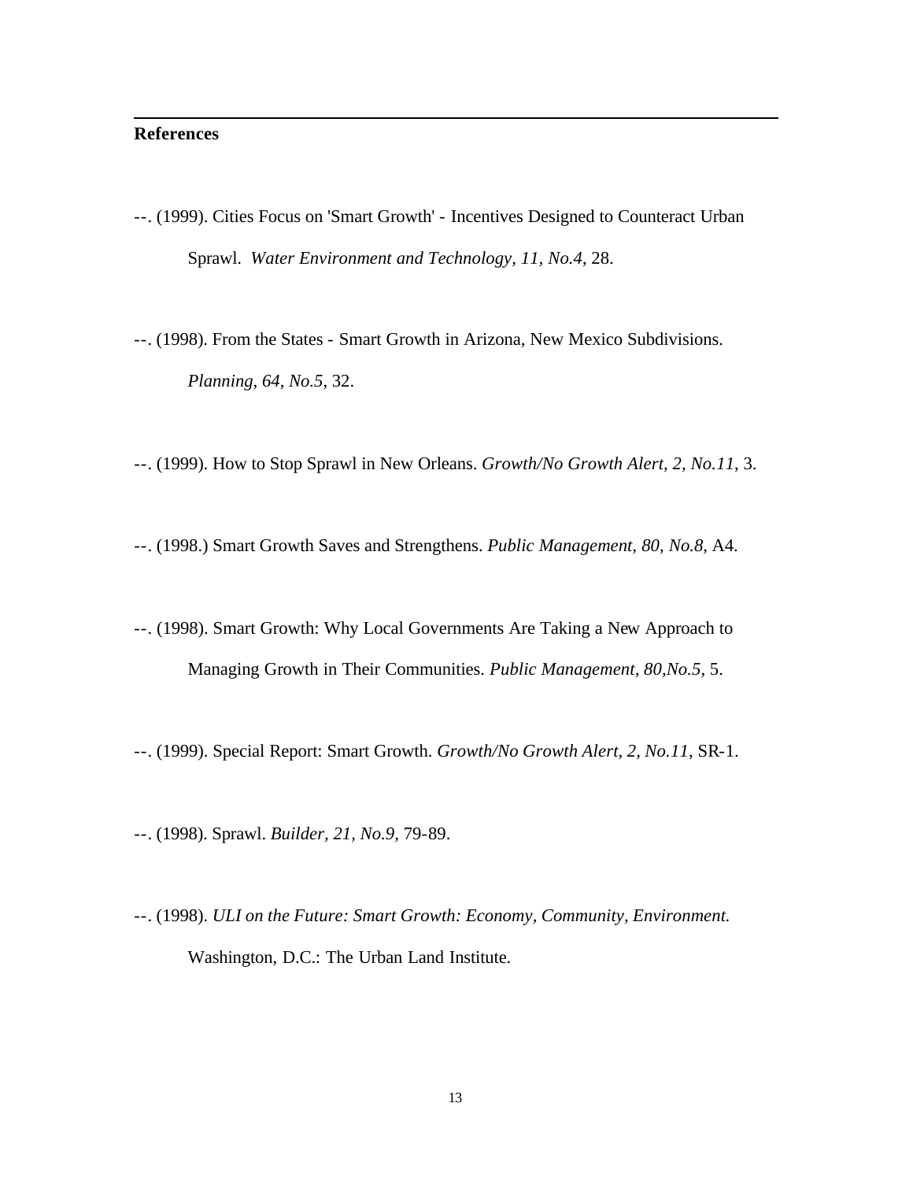## References

--. (1999). Cities Focus on 'Smart Growth' - Incentives Designed to Counteract Urban Sprawl. *Water Environment and Technology, 11, No.4*, 28.

--. (1998). From the States - Smart Growth in Arizona, New Mexico Subdivisions. *Planning, 64, No.5*, 32.

--. (1999). How to Stop Sprawl in New Orleans. *Growth/No Growth Alert, 2, No.11*, 3.

--. (1998.) Smart Growth Saves and Strengthens. *Public Management, 80, No.8*, A4.

--. (1998). Smart Growth: Why Local Governments Are Taking a New Approach to Managing Growth in Their Communities. *Public Management, 80,No.5*, 5.

--. (1999). Special Report: Smart Growth. *Growth/No Growth Alert, 2, No.11*, SR-1.

--. (1998). Sprawl. *Builder, 21, No.9*, 79-89.

--. (1998). *ULI on the Future: Smart Growth: Economy, Community, Environment.* Washington, D.C.: The Urban Land Institute.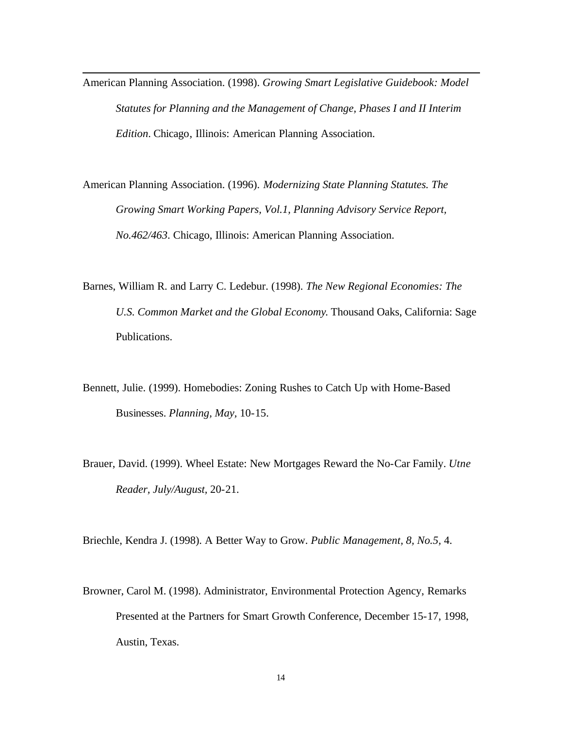American Planning Association. (1998). *Growing Smart Legislative Guidebook: Model Statutes for Planning and the Management of Change, Phases I and II Interim Edition*. Chicago, Illinois: American Planning Association.

American Planning Association. (1996). *Modernizing State Planning Statutes. The Growing Smart Working Papers, Vol.1, Planning Advisory Service Report, No.462/463*. Chicago, Illinois: American Planning Association.

Barnes, William R. and Larry C. Ledebur. (1998). *The New Regional Economies: The U.S. Common Market and the Global Economy.* Thousand Oaks, California: Sage Publications.

Bennett, Julie. (1999). Homebodies: Zoning Rushes to Catch Up with Home-Based Businesses. *Planning, May,* 10-15.

Brauer, David. (1999). Wheel Estate: New Mortgages Reward the No-Car Family. *Utne Reader, July/August*, 20-21.

Briechle, Kendra J. (1998). A Better Way to Grow. *Public Management, 8, No.5,* 4.

Browner, Carol M. (1998). Administrator, Environmental Protection Agency, Remarks Presented at the Partners for Smart Growth Conference, December 15-17, 1998, Austin, Texas.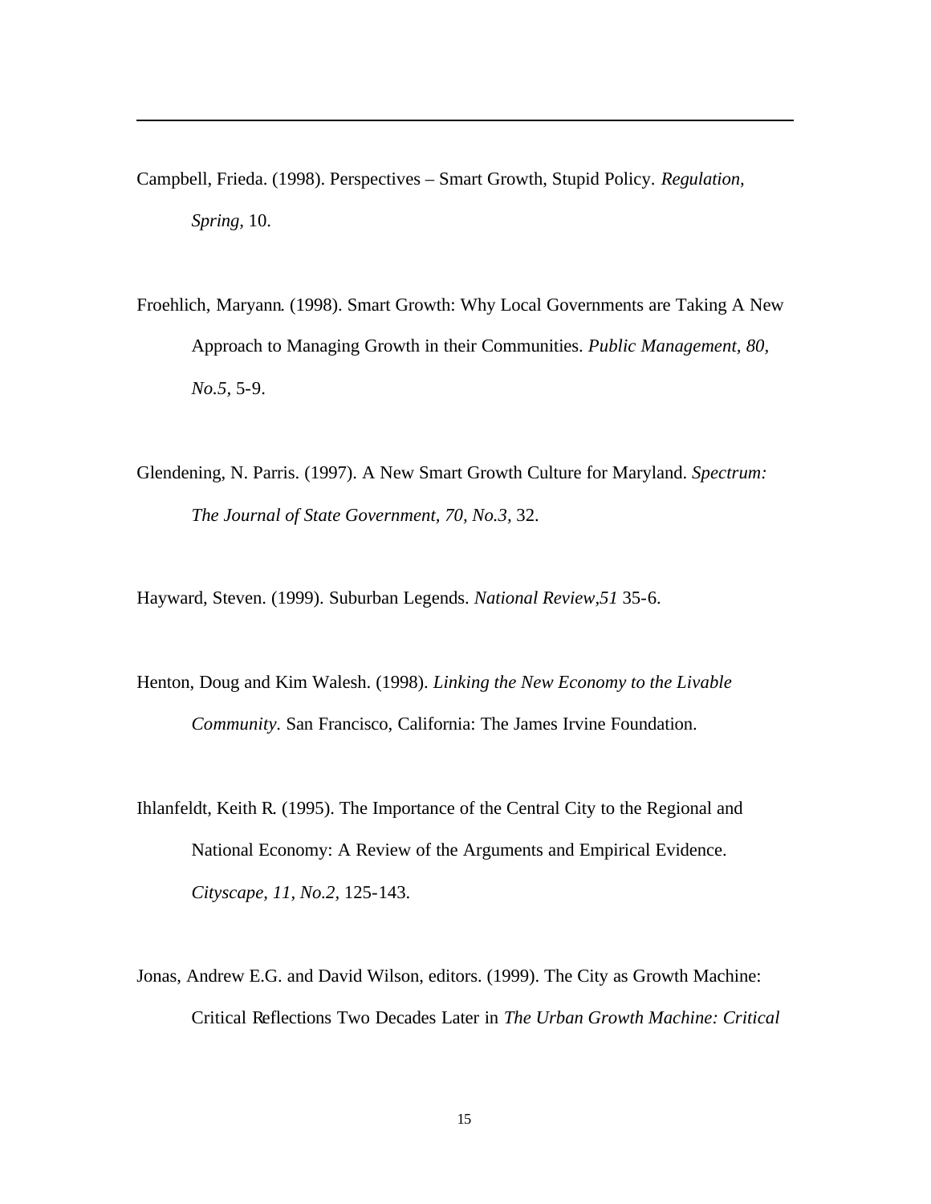Campbell, Frieda. (1998). Perspectives – Smart Growth, Stupid Policy. *Regulation, Spring,* 10.

Froehlich, Maryann. (1998). Smart Growth: Why Local Governments are Taking A New Approach to Managing Growth in their Communities. *Public Management, 80, No.5,* 5-9.

Glendening, N. Parris. (1997). A New Smart Growth Culture for Maryland. *Spectrum: The Journal of State Government, 70, No.3,* 32.

Hayward, Steven. (1999). Suburban Legends. *National Review,51* 35-6.

Henton, Doug and Kim Walesh. (1998). *Linking the New Economy to the Livable Community*. San Francisco, California: The James Irvine Foundation.

Ihlanfeldt, Keith R. (1995). The Importance of the Central City to the Regional and National Economy: A Review of the Arguments and Empirical Evidence. *Cityscape, 11, No.2,* 125-143.

Jonas, Andrew E.G. and David Wilson, editors. (1999). The City as Growth Machine: Critical Reflections Two Decades Later in *The Urban Growth Machine: Critical*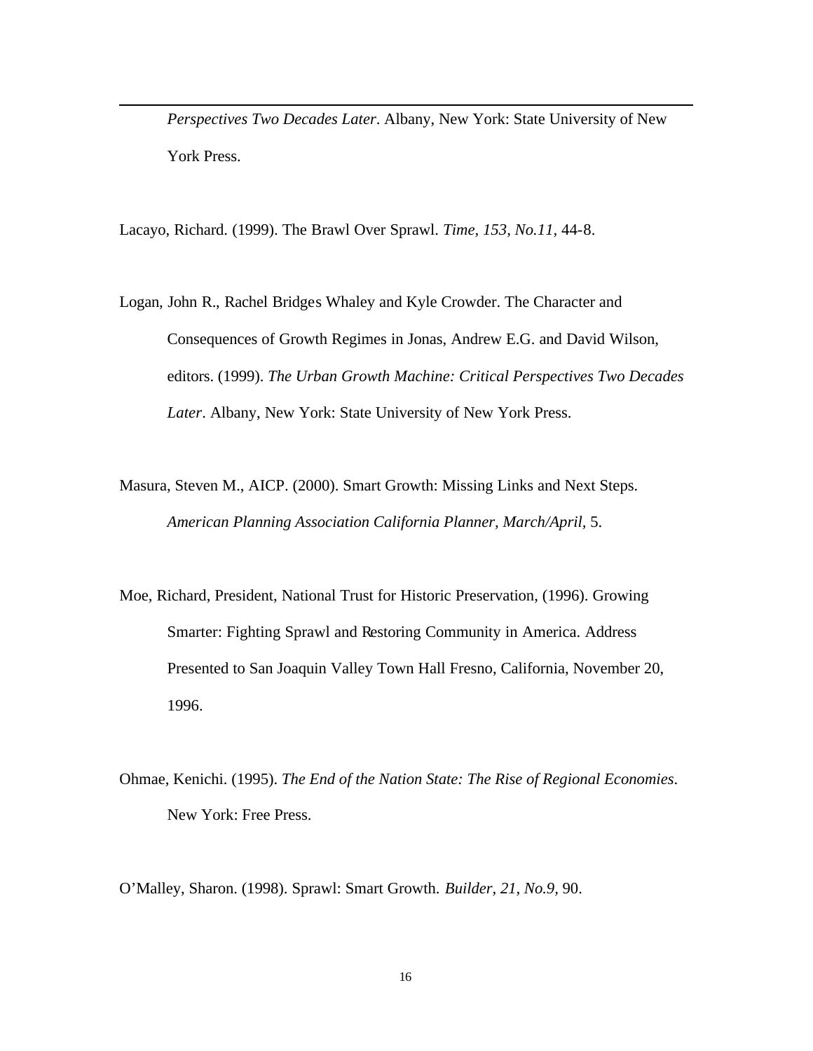*Perspectives Two Decades Later*. Albany, New York: State University of New York Press.

Lacayo, Richard. (1999). The Brawl Over Sprawl. *Time, 153, No.11*, 44-8.

Logan, John R., Rachel Bridges Whaley and Kyle Crowder. The Character and Consequences of Growth Regimes in Jonas, Andrew E.G. and David Wilson, editors. (1999). *The Urban Growth Machine: Critical Perspectives Two Decades Later*. Albany, New York: State University of New York Press.

Masura, Steven M., AICP. (2000). Smart Growth: Missing Links and Next Steps. *American Planning Association California Planner, March/April,* 5.

Moe, Richard, President, National Trust for Historic Preservation, (1996). Growing Smarter: Fighting Sprawl and Restoring Community in America. Address Presented to San Joaquin Valley Town Hall Fresno, California, November 20, 1996.

Ohmae, Kenichi. (1995). *The End of the Nation State: The Rise of Regional Economies*. New York: Free Press.

O'Malley, Sharon. (1998). Sprawl: Smart Growth. *Builder, 21, No.9*, 90.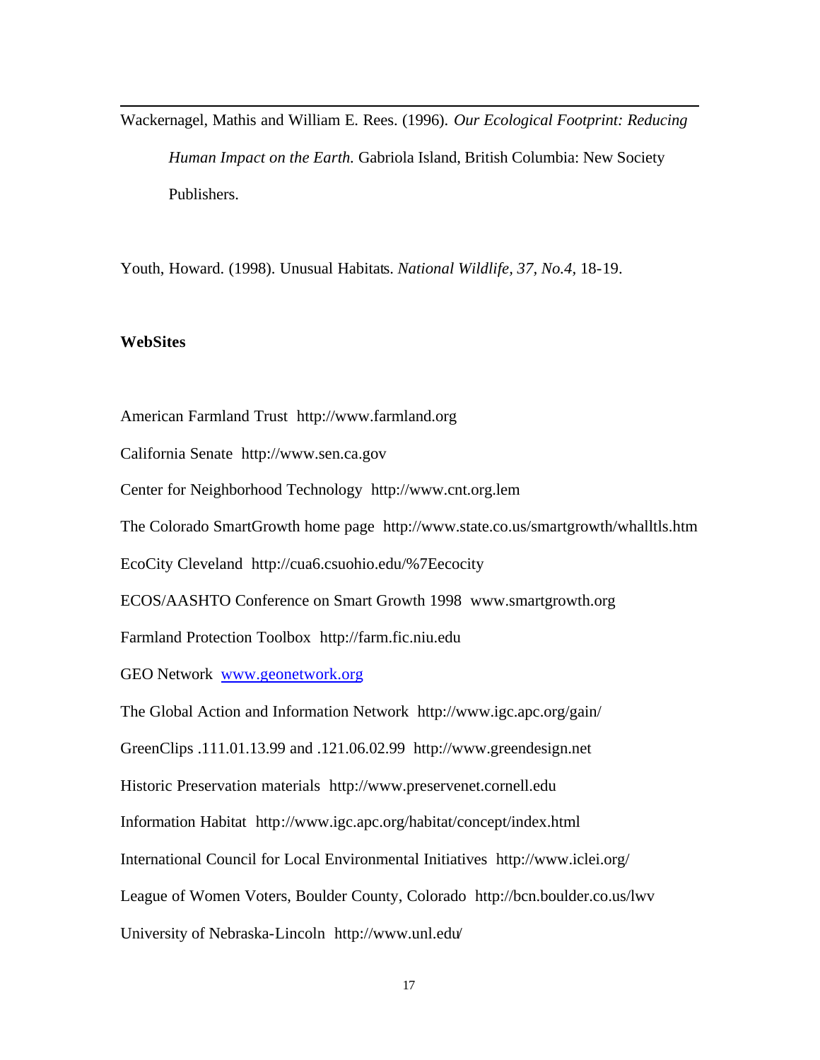Wackernagel, Mathis and William E. Rees. (1996). *Our Ecological Footprint: Reducing Human Impact on the Earth.* Gabriola Island, British Columbia: New Society Publishers.

Youth, Howard. (1998). Unusual Habitats. *National Wildlife, 37, No.4,* 18-19.

**WebSites**

American Farmland Trust http://www.farmland.org

California Senate http://www.sen.ca.gov

Center for Neighborhood Technology http://www.cnt.org.lem

The Colorado SmartGrowth home page http://www.state.co.us/smartgrowth/whalltls.htm

EcoCity Cleveland http://cua6.csuohio.edu/%7Eecocity

ECOS/AASHTO Conference on Smart Growth 1998 www.smartgrowth.org

Farmland Protection Toolbox http://farm.fic.niu.edu

GEO Network www.geonetwork.org

The Global Action and Information Network http://www.igc.apc.org/gain/

GreenClips .111.01.13.99 and .121.06.02.99 http://www.greendesign.net

Historic Preservation materials http://www.preservenet.cornell.edu

Information Habitat http://www.igc.apc.org/habitat/concept/index.html

International Council for Local Environmental Initiatives http://www.iclei.org/

League of Women Voters, Boulder County, Colorado http://bcn.boulder.co.us/lwv

University of Nebraska-Lincoln http://www.unl.edu/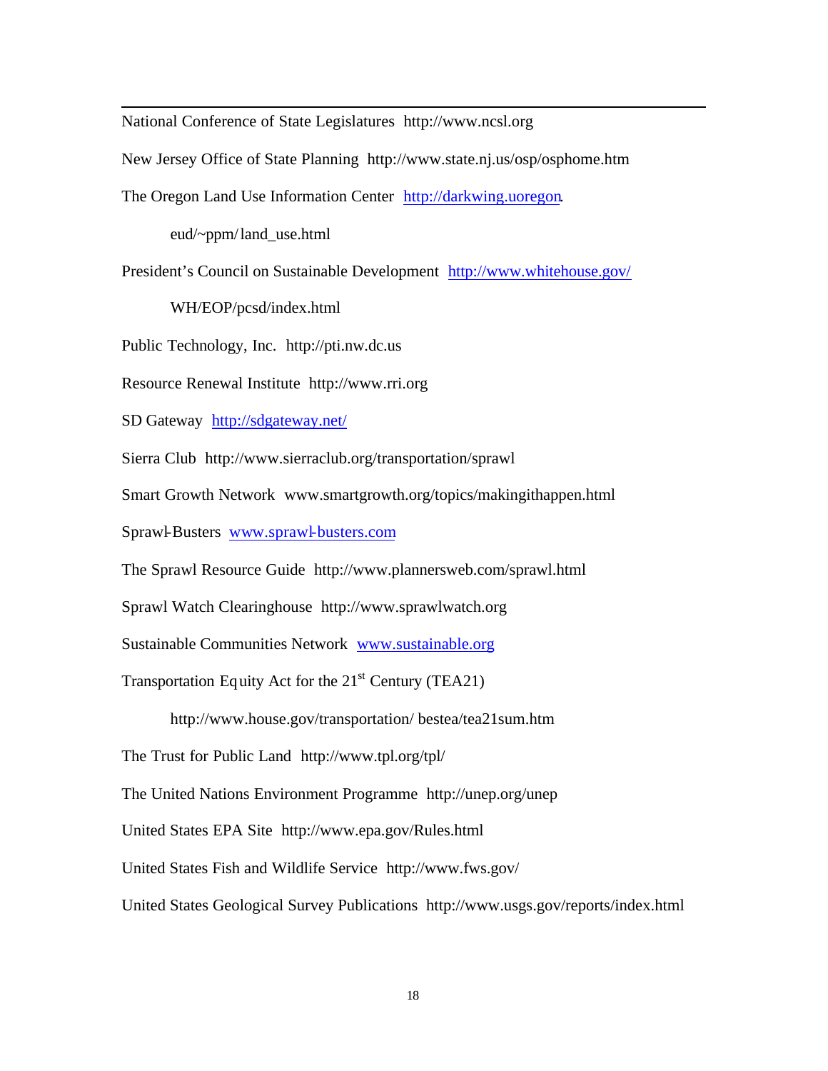National Conference of State Legislatures  http://www.ncsl.org

New Jersey Office of State Planning  http://www.state.nj.us/osp/osphome.htm

The Oregon Land Use Information Center  http://darkwing.uoregon.

eud/~ppm/land_use.html

President's Council on Sustainable Development  http://www.whitehouse.gov/

WH/EOP/pcsd/index.html

Public Technology, Inc.  http://pti.nw.dc.us

Resource Renewal Institute  http://www.rri.org

SD Gateway  http://sdgateway.net/

Sierra Club  http://www.sierraclub.org/transportation/sprawl

Smart Growth Network  www.smartgrowth.org/topics/makingithappen.html

Sprawl-Busters  www.sprawl-busters.com

The Sprawl Resource Guide  http://www.plannersweb.com/sprawl.html

Sprawl Watch Clearinghouse  http://www.sprawlwatch.org

Sustainable Communities Network  www.sustainable.org

Transportation Equity Act for the 21st Century (TEA21)

http://www.house.gov/transportation/ bestea/tea21sum.htm

The Trust for Public Land  http://www.tpl.org/tpl/

The United Nations Environment Programme  http://unep.org/unep

United States EPA Site  http://www.epa.gov/Rules.html

United States Fish and Wildlife Service  http://www.fws.gov/

United States Geological Survey Publications  http://www.usgs.gov/reports/index.html